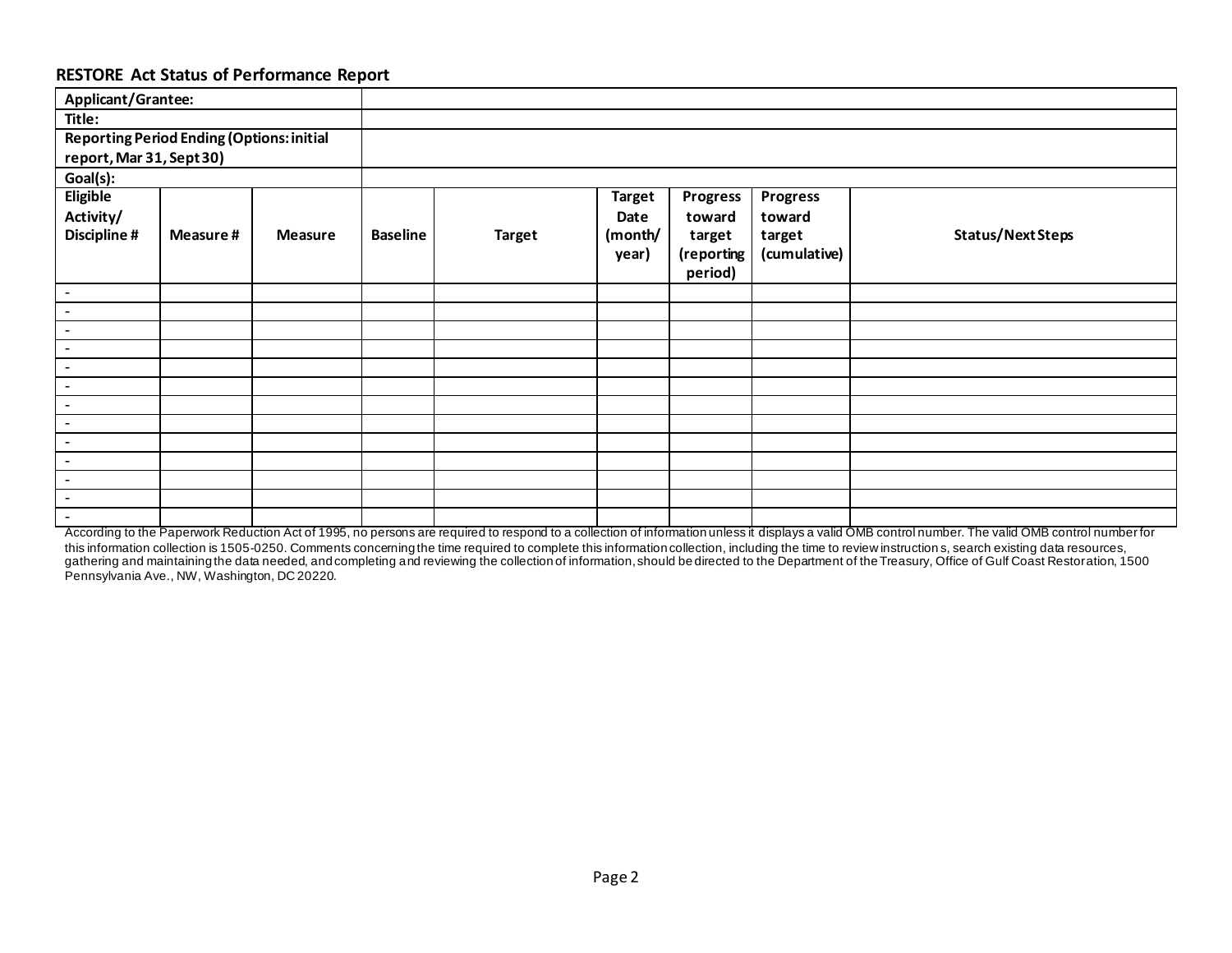## RESTORE Act Status of Performance Report

| Applicant/Grantee: | |
|---|---|
| Title: | |
| Reporting Period Ending (Options: initial report, Mar 31, Sept 30) | |
| Goal(s): | |

| Eligible Activity/ Discipline # | Measure # | Measure | Baseline | Target | Target Date (month/ year) | Progress toward target (reporting period) | Progress toward target (cumulative) | Status/Next Steps |
|---|---|---|---|---|---|---|---|---|
| - | | | | | | | | |
| - | | | | | | | | |
| - | | | | | | | | |
| - | | | | | | | | |
| - | | | | | | | | |
| - | | | | | | | | |
| - | | | | | | | | |
| - | | | | | | | | |
| - | | | | | | | | |
| - | | | | | | | | |
| - | | | | | | | | |
| - | | | | | | | | |
| - | | | | | | | | |

According to the Paperwork Reduction Act of 1995, no persons are required to respond to a collection of information unless it displays a valid OMB control number. The valid OMB control number for this information collection is 1505-0250. Comments concerning the time required to complete this information collection, including the time to review instruction s, search existing data resources, gathering and maintaining the data needed, and completing and reviewing the collection of information, should be directed to the Department of the Treasury, Office of Gulf Coast Restoration, 1500 Pennsylvania Ave., NW, Washington, DC 20220.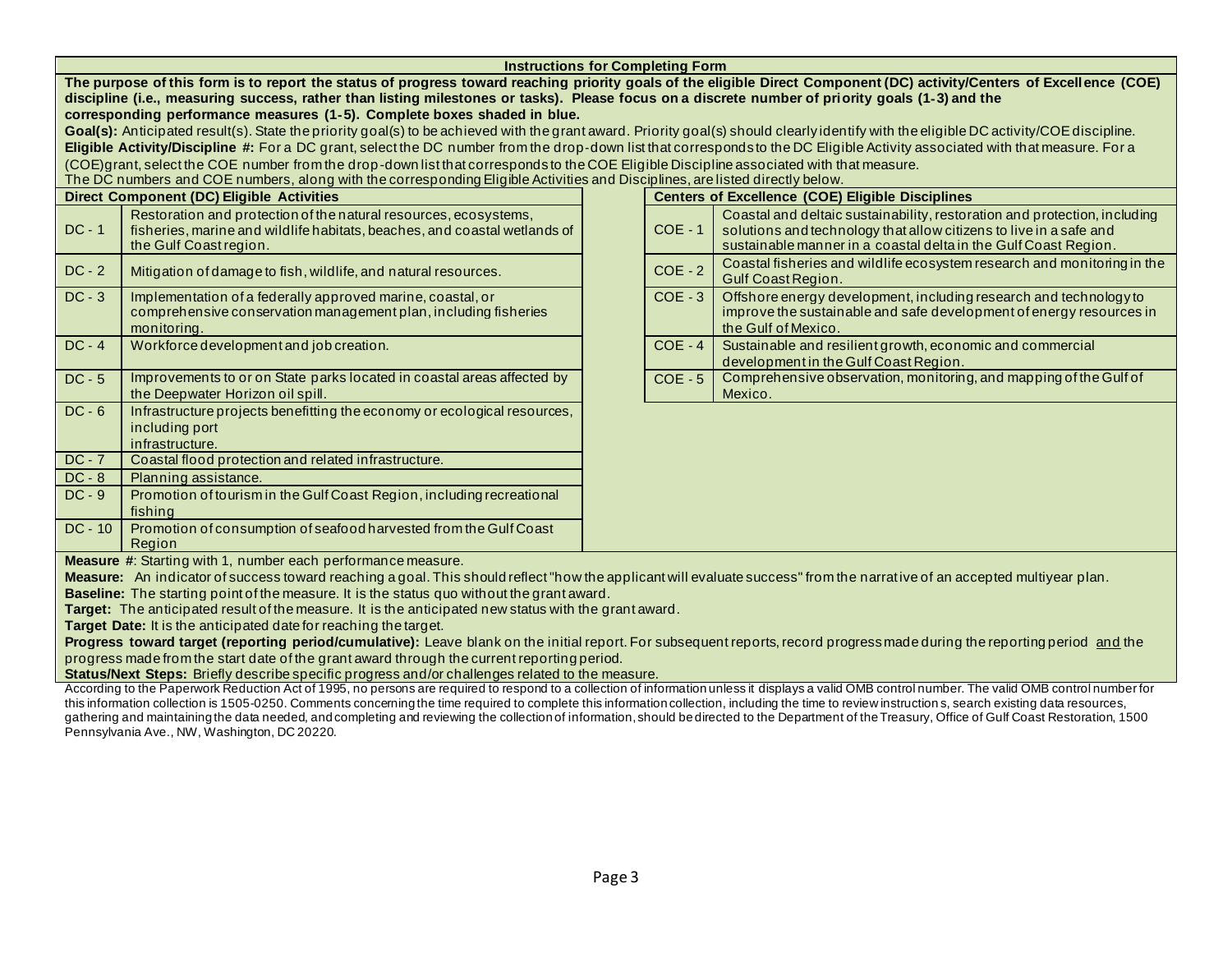## Instructions for Completing Form

**The purpose of this form is to report the status of progress toward reaching priority goals of the eligible Direct Component (DC) activity/Centers of Excellence (COE) discipline (i.e., measuring success, rather than listing milestones or tasks). Please focus on a discrete number of priority goals (1-3) and the corresponding performance measures (1-5). Complete boxes shaded in blue.**

**Goal(s):** Anticipated result(s). State the priority goal(s) to be achieved with the grant award. Priority goal(s) should clearly identify with the eligible DC activity/COE discipline.

**Eligible Activity/Discipline #:** For a DC grant, select the DC number from the drop-down list that corresponds to the DC Eligible Activity associated with that measure. For a (COE)grant, select the COE number from the drop-down list that corresponds to the COE Eligible Discipline associated with that measure.

The DC numbers and COE numbers, along with the corresponding Eligible Activities and Disciplines, are listed directly below.

| **Direct Component (DC) Eligible Activities** | |
|---|---|
| DC - 1 | Restoration and protection of the natural resources, ecosystems, fisheries, marine and wildlife habitats, beaches, and coastal wetlands of the Gulf Coast region. |
| DC - 2 | Mitigation of damage to fish, wildlife, and natural resources. |
| DC - 3 | Implementation of a federally approved marine, coastal, or comprehensive conservation management plan, including fisheries monitoring. |
| DC - 4 | Workforce development and job creation. |
| DC - 5 | Improvements to or on State parks located in coastal areas affected by the Deepwater Horizon oil spill. |
| DC - 6 | Infrastructure projects benefitting the economy or ecological resources, including port infrastructure. |
| DC - 7 | Coastal flood protection and related infrastructure. |
| DC - 8 | Planning assistance. |
| DC - 9 | Promotion of tourism in the Gulf Coast Region, including recreational fishing |
| DC - 10 | Promotion of consumption of seafood harvested from the Gulf Coast Region |

| **Centers of Excellence (COE) Eligible Disciplines** | |
|---|---|
| COE - 1 | Coastal and deltaic sustainability, restoration and protection, including solutions and technology that allow citizens to live in a safe and sustainable manner in a coastal delta in the Gulf Coast Region. |
| COE - 2 | Coastal fisheries and wildlife ecosystem research and monitoring in the Gulf Coast Region. |
| COE - 3 | Offshore energy development, including research and technology to improve the sustainable and safe development of energy resources in the Gulf of Mexico. |
| COE - 4 | Sustainable and resilient growth, economic and commercial development in the Gulf Coast Region. |
| COE - 5 | Comprehensive observation, monitoring, and mapping of the Gulf of Mexico. |

**Measure #**: Starting with 1, number each performance measure.

**Measure:** An indicator of success toward reaching a goal. This should reflect "how the applicant will evaluate success" from the narrative of an accepted multiyear plan.

**Baseline:** The starting point of the measure. It is the status quo without the grant award.

**Target:** The anticipated result of the measure. It is the anticipated new status with the grant award.

**Target Date:** It is the anticipated date for reaching the target.

**Progress toward target (reporting period/cumulative):** Leave blank on the initial report. For subsequent reports, record progress made during the reporting period and the progress made from the start date of the grant award through the current reporting period.

**Status/Next Steps:** Briefly describe specific progress and/or challenges related to the measure.

According to the Paperwork Reduction Act of 1995, no persons are required to respond to a collection of information unless it displays a valid OMB control number. The valid OMB control number for this information collection is 1505-0250. Comments concerning the time required to complete this information collection, including the time to review instructions, search existing data resources, gathering and maintaining the data needed, and completing and reviewing the collection of information, should be directed to the Department of the Treasury, Office of Gulf Coast Restoration, 1500 Pennsylvania Ave., NW, Washington, DC 20220.